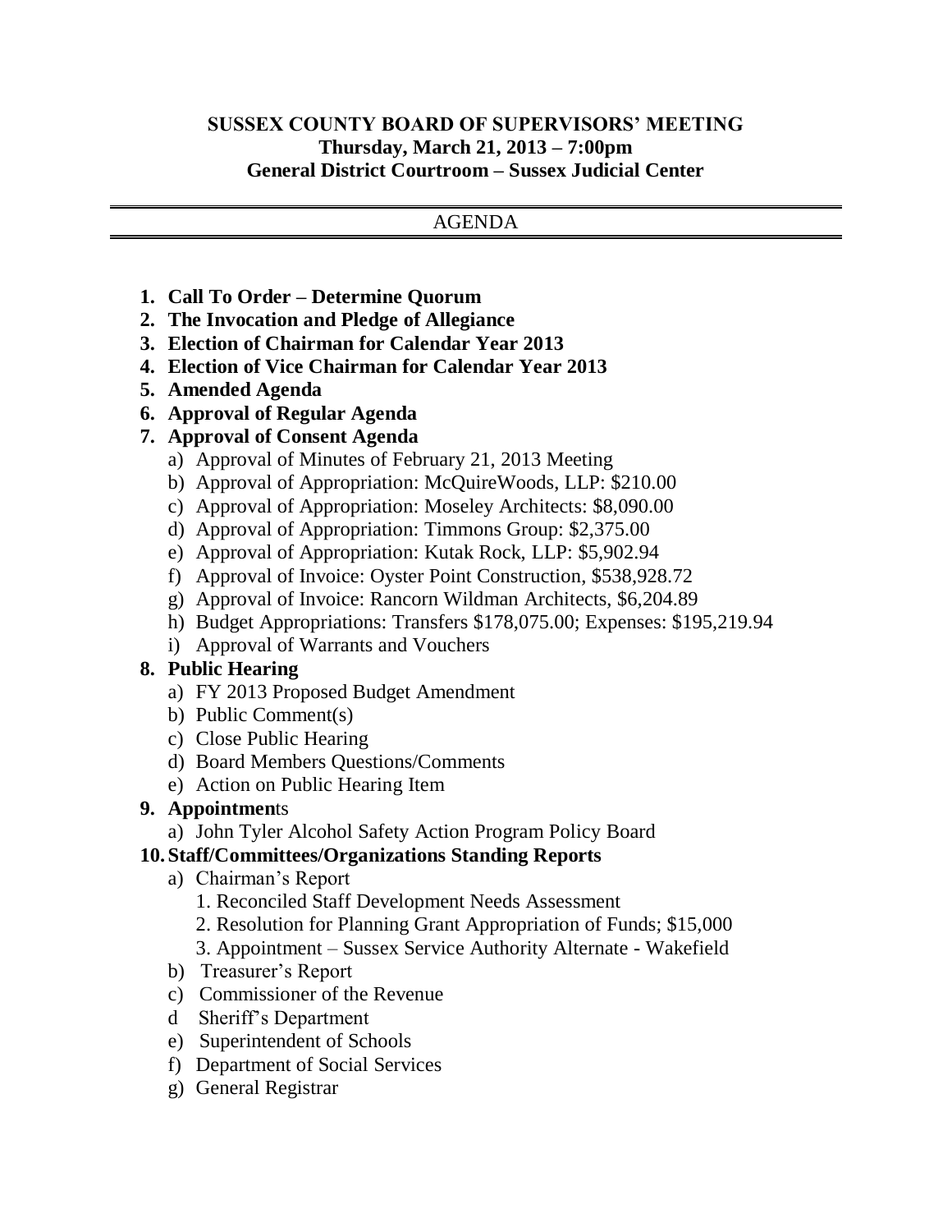# SUSSEX COUNTY BOARD OF SUPERVISORS' MEETING
## Thursday, March 21, 2013 – 7:00pm
## General District Courtroom – Sussex Judicial Center

AGENDA

1. **Call To Order – Determine Quorum**
2. **The Invocation and Pledge of Allegiance**
3. **Election of Chairman for Calendar Year 2013**
4. **Election of Vice Chairman for Calendar Year 2013**
5. **Amended Agenda**
6. **Approval of Regular Agenda**
7. **Approval of Consent Agenda**
   a) Approval of Minutes of February 21, 2013 Meeting
   b) Approval of Appropriation: McQuireWoods, LLP: $210.00
   c) Approval of Appropriation: Moseley Architects: $8,090.00
   d) Approval of Appropriation: Timmons Group: $2,375.00
   e) Approval of Appropriation: Kutak Rock, LLP: $5,902.94
   f) Approval of Invoice: Oyster Point Construction, $538,928.72
   g) Approval of Invoice: Rancorn Wildman Architects, $6,204.89
   h) Budget Appropriations: Transfers $178,075.00; Expenses: $195,219.94
   i) Approval of Warrants and Vouchers
8. **Public Hearing**
   a) FY 2013 Proposed Budget Amendment
   b) Public Comment(s)
   c) Close Public Hearing
   d) Board Members Questions/Comments
   e) Action on Public Hearing Item
9. **Appointmen**ts
   a) John Tyler Alcohol Safety Action Program Policy Board
10. **Staff/Committees/Organizations Standing Reports**
    a) Chairman's Report
       1. Reconciled Staff Development Needs Assessment
       2. Resolution for Planning Grant Appropriation of Funds; $15,000
       3. Appointment – Sussex Service Authority Alternate - Wakefield
    b) Treasurer's Report
    c) Commissioner of the Revenue
    d Sheriff's Department
    e) Superintendent of Schools
    f) Department of Social Services
    g) General Registrar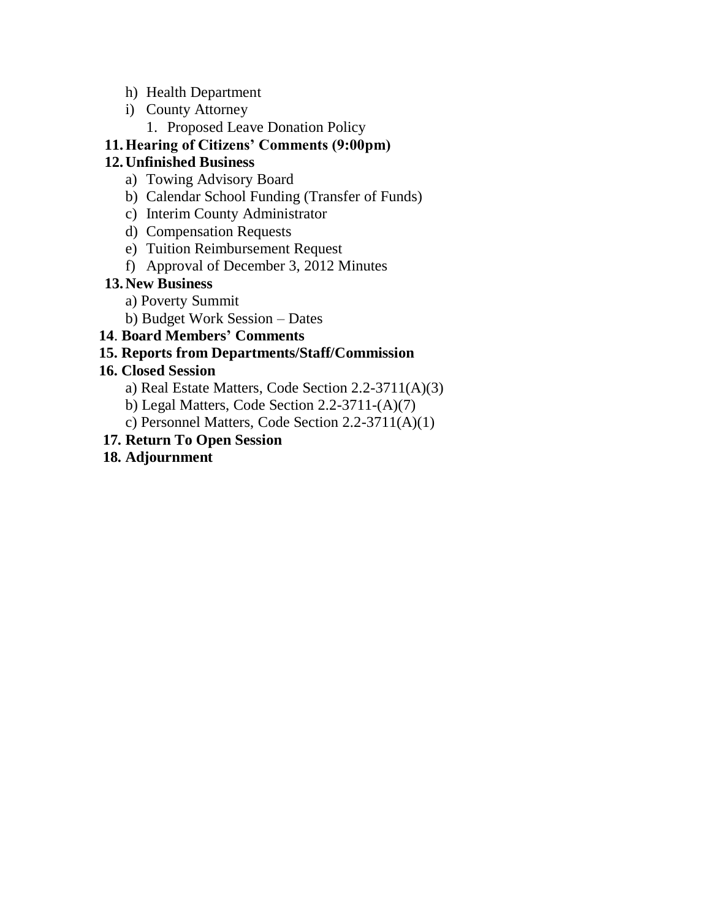- h) Health Department
- i) County Attorney
  1. Proposed Leave Donation Policy

**11. Hearing of Citizens' Comments (9:00pm)**

**12. Unfinished Business**

- a) Towing Advisory Board
- b) Calendar School Funding (Transfer of Funds)
- c) Interim County Administrator
- d) Compensation Requests
- e) Tuition Reimbursement Request
- f) Approval of December 3, 2012 Minutes

**13. New Business**

- a) Poverty Summit
- b) Budget Work Session – Dates

**14. Board Members' Comments**

**15. Reports from Departments/Staff/Commission**

**16. Closed Session**

- a) Real Estate Matters, Code Section 2.2-3711(A)(3)
- b) Legal Matters, Code Section 2.2-3711-(A)(7)
- c) Personnel Matters, Code Section 2.2-3711(A)(1)

**17. Return To Open Session**

**18. Adjournment**